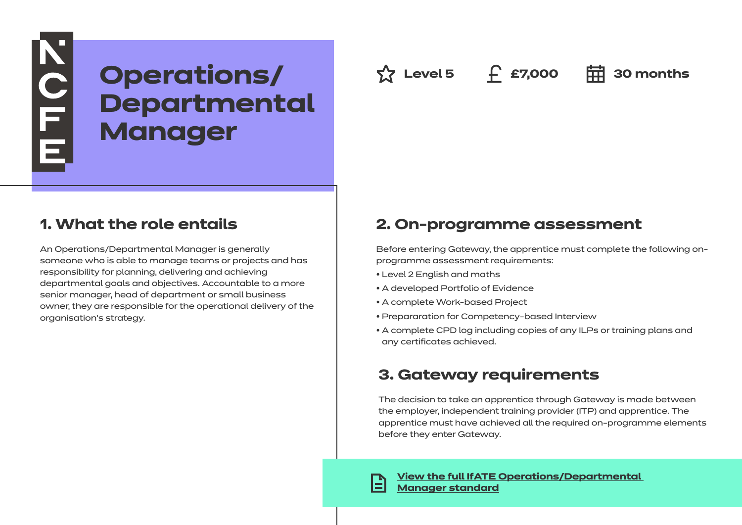NCFE

# Operations/ Departmental Manager

Level 5 | £7,000 | 30 months

## 1. What the role entails

An Operations/Departmental Manager is generally someone who is able to manage teams or projects and has responsibility for planning, delivering and achieving departmental goals and objectives. Accountable to a more senior manager, head of department or small business owner, they are responsible for the operational delivery of the organisation's strategy.

## 2. On-programme assessment

Before entering Gateway, the apprentice must complete the following on-programme assessment requirements:

- Level 2 English and maths
- A developed Portfolio of Evidence
- A complete Work-based Project
- Prepararation for Competency-based Interview
- A complete CPD log including copies of any ILPs or training plans and any certificates achieved.

## 3. Gateway requirements

The decision to take an apprentice through Gateway is made between the employer, independent training provider (ITP) and apprentice. The apprentice must have achieved all the required on-programme elements before they enter Gateway.

**View the full IfATE Operations/Departmental Manager standard**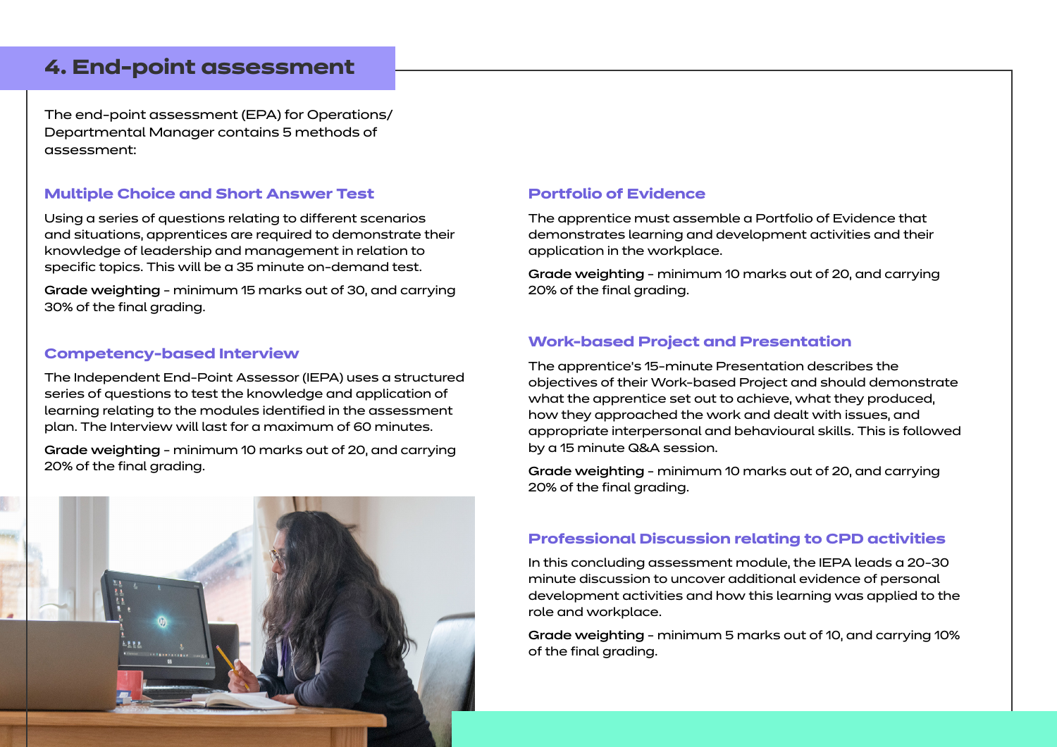## 4. End-point assessment

The end-point assessment (EPA) for Operations/ Departmental Manager contains 5 methods of assessment:

### Multiple Choice and Short Answer Test

Using a series of questions relating to different scenarios and situations, apprentices are required to demonstrate their knowledge of leadership and management in relation to specific topics. This will be a 35 minute on-demand test.

**Grade weighting** - minimum 15 marks out of 30, and carrying 30% of the final grading.

### Competency-based Interview

The Independent End-Point Assessor (IEPA) uses a structured series of questions to test the knowledge and application of learning relating to the modules identified in the assessment plan. The Interview will last for a maximum of 60 minutes.

**Grade weighting** - minimum 10 marks out of 20, and carrying 20% of the final grading.

### Portfolio of Evidence

The apprentice must assemble a Portfolio of Evidence that demonstrates learning and development activities and their application in the workplace.

**Grade weighting** - minimum 10 marks out of 20, and carrying 20% of the final grading.

### Work-based Project and Presentation

The apprentice's 15-minute Presentation describes the objectives of their Work-based Project and should demonstrate what the apprentice set out to achieve, what they produced, how they approached the work and dealt with issues, and appropriate interpersonal and behavioural skills. This is followed by a 15 minute Q&A session.

**Grade weighting** - minimum 10 marks out of 20, and carrying 20% of the final grading.

### Professional Discussion relating to CPD activities

In this concluding assessment module, the IEPA leads a 20-30 minute discussion to uncover additional evidence of personal development activities and how this learning was applied to the role and workplace.

**Grade weighting** - minimum 5 marks out of 10, and carrying 10% of the final grading.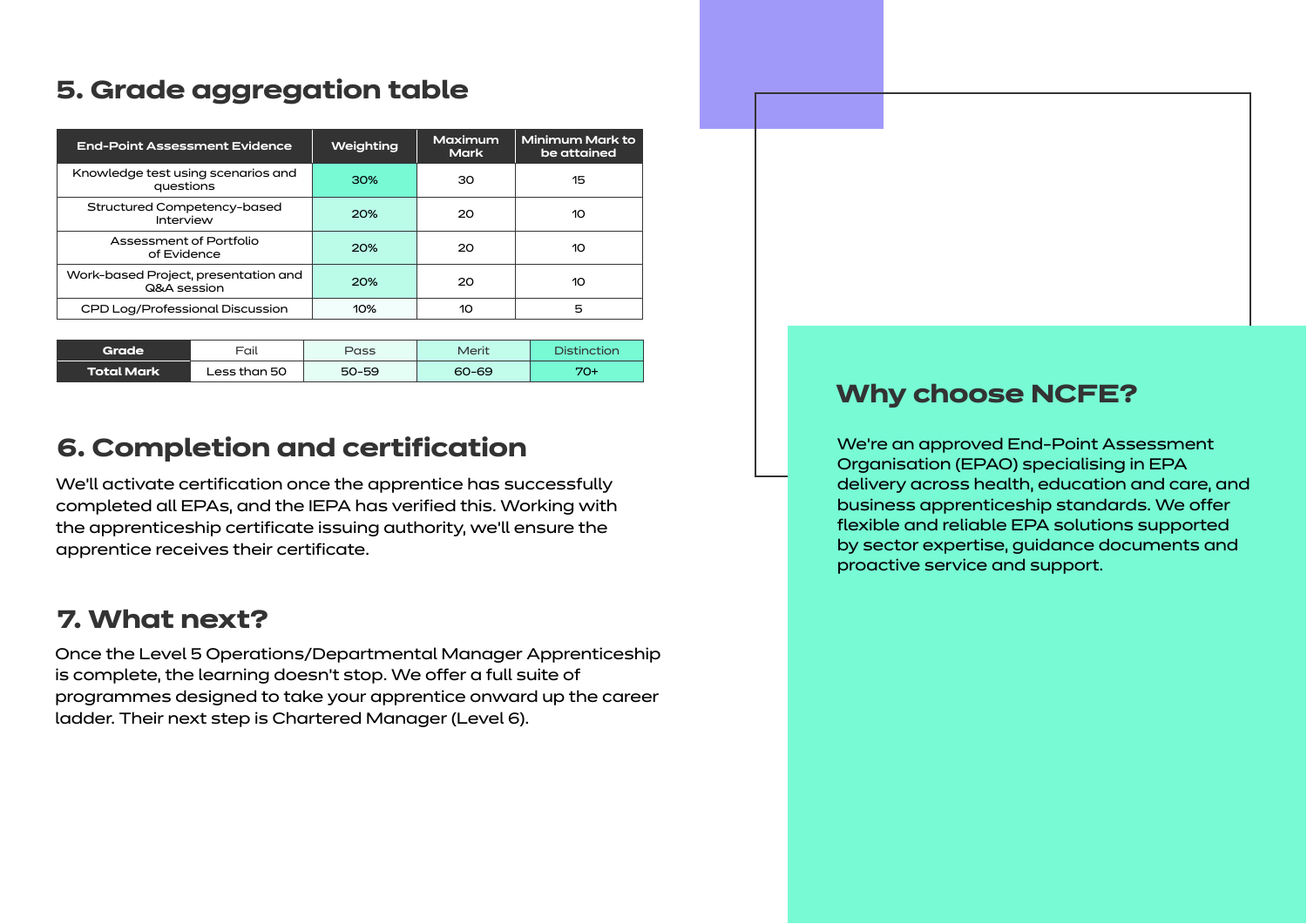## 5. Grade aggregation table

| End-Point Assessment Evidence | Weighting | Maximum Mark | Minimum Mark to be attained |
|---|---|---|---|
| Knowledge test using scenarios and questions | 30% | 30 | 15 |
| Structured Competency-based Interview | 20% | 20 | 10 |
| Assessment of Portfolio of Evidence | 20% | 20 | 10 |
| Work-based Project, presentation and Q&A session | 20% | 20 | 10 |
| CPD Log/Professional Discussion | 10% | 10 | 5 |

| Grade | Fail | Pass | Merit | Distinction |
|---|---|---|---|---|
| Total Mark | Less than 50 | 50-59 | 60-69 | 70+ |

## 6. Completion and certification

We'll activate certification once the apprentice has successfully completed all EPAs, and the IEPA has verified this. Working with the apprenticeship certificate issuing authority, we'll ensure the apprentice receives their certificate.

## 7. What next?

Once the Level 5 Operations/Departmental Manager Apprenticeship is complete, the learning doesn't stop. We offer a full suite of programmes designed to take your apprentice onward up the career ladder. Their next step is Chartered Manager (Level 6).

## Why choose NCFE?

We're an approved End-Point Assessment Organisation (EPAO) specialising in EPA delivery across health, education and care, and business apprenticeship standards. We offer flexible and reliable EPA solutions supported by sector expertise, guidance documents and proactive service and support.